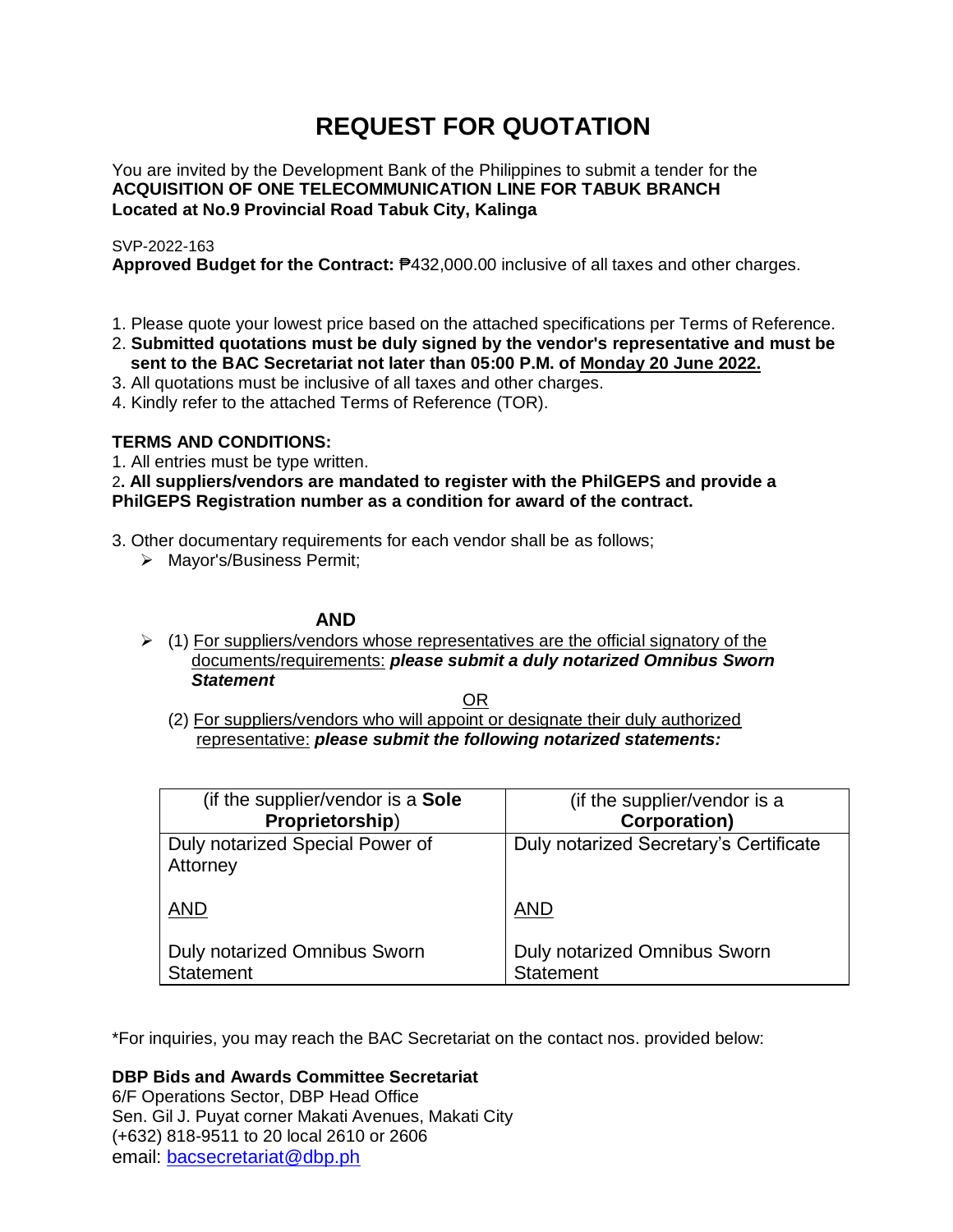# REQUEST FOR QUOTATION

You are invited by the Development Bank of the Philippines to submit a tender for the
**ACQUISITION OF ONE TELECOMMUNICATION LINE FOR TABUK BRANCH**
**Located at No.9 Provincial Road Tabuk City, Kalinga**

SVP-2022-163
**Approved Budget for the Contract:** ₱432,000.00 inclusive of all taxes and other charges.

1. Please quote your lowest price based on the attached specifications per Terms of Reference.
2. **Submitted quotations must be duly signed by the vendor's representative and must be sent to the BAC Secretariat not later than 05:00 P.M. of Monday 20 June 2022.**
3. All quotations must be inclusive of all taxes and other charges.
4. Kindly refer to the attached Terms of Reference (TOR).

**TERMS AND CONDITIONS:**

1. All entries must be type written.
2. **All suppliers/vendors are mandated to register with the PhilGEPS and provide a PhilGEPS Registration number as a condition for award of the contract.**
3. Other documentary requirements for each vendor shall be as follows;
   - Mayor's/Business Permit;

**AND**

- (1) For suppliers/vendors whose representatives are the official signatory of the documents/requirements: ***please submit a duly notarized Omnibus Sworn Statement***

OR

(2) For suppliers/vendors who will appoint or designate their duly authorized representative: ***please submit the following notarized statements:***

| (if the supplier/vendor is a **Sole Proprietorship**) | (if the supplier/vendor is a **Corporation)** |
|---|---|
| Duly notarized Special Power of Attorney<br><br>AND<br><br>Duly notarized Omnibus Sworn Statement | Duly notarized Secretary's Certificate<br><br>AND<br><br>Duly notarized Omnibus Sworn Statement |

*For inquiries, you may reach the BAC Secretariat on the contact nos. provided below:

**DBP Bids and Awards Committee Secretariat**
6/F Operations Sector, DBP Head Office
Sen. Gil J. Puyat corner Makati Avenues, Makati City
(+632) 818-9511 to 20 local 2610 or 2606
email: bacsecretariat@dbp.ph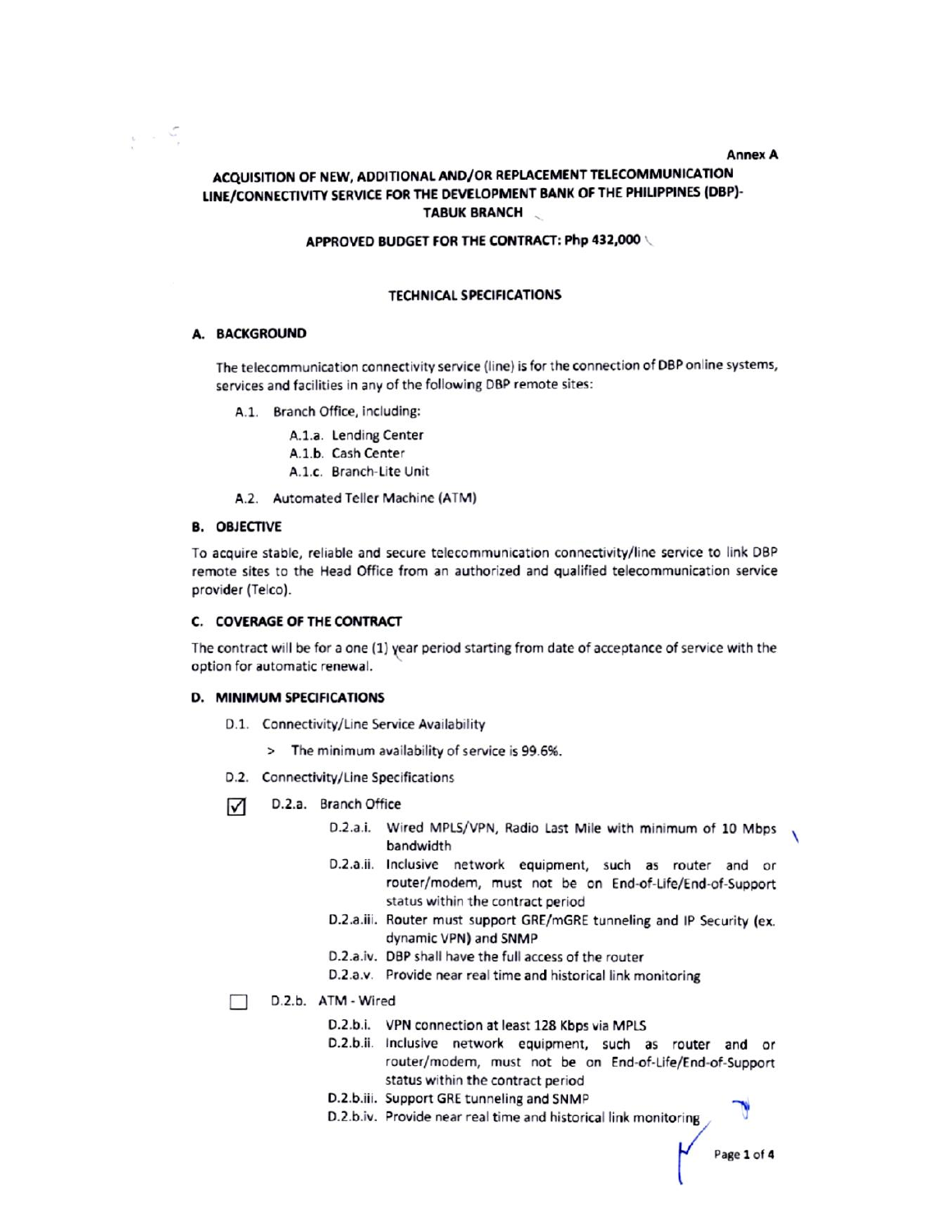Annex A

# ACQUISITION OF NEW, ADDITIONAL AND/OR REPLACEMENT TELECOMMUNICATION LINE/CONNECTIVITY SERVICE FOR THE DEVELOPMENT BANK OF THE PHILIPPINES (DBP)-TABUK BRANCH

**APPROVED BUDGET FOR THE CONTRACT: Php 432,000**

## TECHNICAL SPECIFICATIONS

### A. BACKGROUND

The telecommunication connectivity service (line) is for the connection of DBP online systems, services and facilities in any of the following DBP remote sites:

- A.1. Branch Office, including:
  - A.1.a. Lending Center
  - A.1.b. Cash Center
  - A.1.c. Branch-Lite Unit
- A.2. Automated Teller Machine (ATM)

### B. OBJECTIVE

To acquire stable, reliable and secure telecommunication connectivity/line service to link DBP remote sites to the Head Office from an authorized and qualified telecommunication service provider (Telco).

### C. COVERAGE OF THE CONTRACT

The contract will be for a one (1) year period starting from date of acceptance of service with the option for automatic renewal.

### D. MINIMUM SPECIFICATIONS

- D.1. Connectivity/Line Service Availability
  - > The minimum availability of service is 99.6%.
- D.2. Connectivity/Line Specifications

☑ D.2.a. Branch Office

- D.2.a.i. Wired MPLS/VPN, Radio Last Mile with minimum of 10 Mbps bandwidth
- D.2.a.ii. Inclusive network equipment, such as router and or router/modem, must not be on End-of-Life/End-of-Support status within the contract period
- D.2.a.iii. Router must support GRE/mGRE tunneling and IP Security (ex. dynamic VPN) and SNMP
- D.2.a.iv. DBP shall have the full access of the router
- D.2.a.v. Provide near real time and historical link monitoring

☐ D.2.b. ATM - Wired

- D.2.b.i. VPN connection at least 128 Kbps via MPLS
- D.2.b.ii. Inclusive network equipment, such as router and or router/modem, must not be on End-of-Life/End-of-Support status within the contract period
- D.2.b.iii. Support GRE tunneling and SNMP
- D.2.b.iv. Provide near real time and historical link monitoring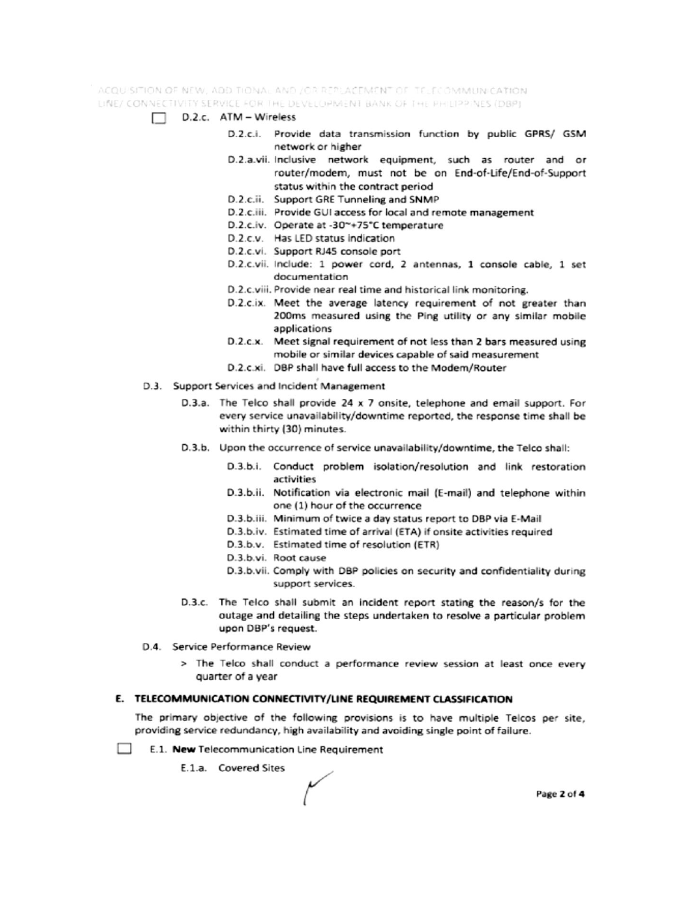- [ ] D.2.c. ATM – Wireless

    - D.2.c.i. Provide data transmission function by public GPRS/ GSM network or higher
    - D.2.a.vii. Inclusive network equipment, such as router and or router/modem, must not be on End-of-Life/End-of-Support status within the contract period
    - D.2.c.ii. Support GRE Tunneling and SNMP
    - D.2.c.iii. Provide GUI access for local and remote management
    - D.2.c.iv. Operate at -30~+75°C temperature
    - D.2.c.v. Has LED status indication
    - D.2.c.vi. Support RJ45 console port
    - D.2.c.vii. Include: 1 power cord, 2 antennas, 1 console cable, 1 set documentation
    - D.2.c.viii. Provide near real time and historical link monitoring.
    - D.2.c.ix. Meet the average latency requirement of not greater than 200ms measured using the Ping utility or any similar mobile applications
    - D.2.c.x. Meet signal requirement of not less than 2 bars measured using mobile or similar devices capable of said measurement
    - D.2.c.xi. DBP shall have full access to the Modem/Router

D.3. Support Services and Incident Management

- D.3.a. The Telco shall provide 24 x 7 onsite, telephone and email support. For every service unavailability/downtime reported, the response time shall be within thirty (30) minutes.
- D.3.b. Upon the occurrence of service unavailability/downtime, the Telco shall:
    - D.3.b.i. Conduct problem isolation/resolution and link restoration activities
    - D.3.b.ii. Notification via electronic mail (E-mail) and telephone within one (1) hour of the occurrence
    - D.3.b.iii. Minimum of twice a day status report to DBP via E-Mail
    - D.3.b.iv. Estimated time of arrival (ETA) if onsite activities required
    - D.3.b.v. Estimated time of resolution (ETR)
    - D.3.b.vi. Root cause
    - D.3.b.vii. Comply with DBP policies on security and confidentiality during support services.
- D.3.c. The Telco shall submit an incident report stating the reason/s for the outage and detailing the steps undertaken to resolve a particular problem upon DBP's request.

D.4. Service Performance Review

> The Telco shall conduct a performance review session at least once every quarter of a year

## E. TELECOMMUNICATION CONNECTIVITY/LINE REQUIREMENT CLASSIFICATION

The primary objective of the following provisions is to have multiple Telcos per site, providing service redundancy, high availability and avoiding single point of failure.

- [ ] E.1. **New** Telecommunication Line Requirement

    E.1.a. Covered Sites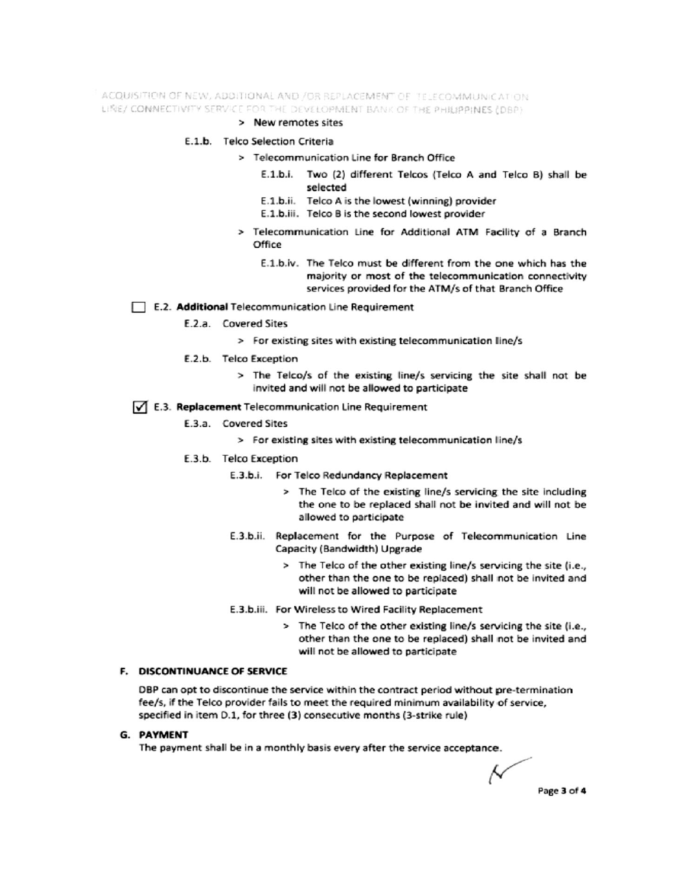> New remotes sites

E.1.b. Telco Selection Criteria

> Telecommunication Line for Branch Office

E.1.b.i. Two (2) different Telcos (Telco A and Telco B) shall be selected

E.1.b.ii. Telco A is the lowest (winning) provider

E.1.b.iii. Telco B is the second lowest provider

> Telecommunication Line for Additional ATM Facility of a Branch Office

E.1.b.iv. The Telco must be different from the one which has the majority or most of the telecommunication connectivity services provided for the ATM/s of that Branch Office

☐ E.2. **Additional** Telecommunication Line Requirement

E.2.a. Covered Sites

> For existing sites with existing telecommunication line/s

E.2.b. Telco Exception

> The Telco/s of the existing line/s servicing the site shall not be invited and will not be allowed to participate

☑ E.3. **Replacement** Telecommunication Line Requirement

E.3.a. Covered Sites

> For existing sites with existing telecommunication line/s

E.3.b. Telco Exception

E.3.b.i. For Telco Redundancy Replacement

> The Telco of the existing line/s servicing the site including the one to be replaced shall not be invited and will not be allowed to participate

E.3.b.ii. Replacement for the Purpose of Telecommunication Line Capacity (Bandwidth) Upgrade

> The Telco of the other existing line/s servicing the site (i.e., other than the one to be replaced) shall not be invited and will not be allowed to participate

E.3.b.iii. For Wireless to Wired Facility Replacement

> The Telco of the other existing line/s servicing the site (i.e., other than the one to be replaced) shall not be invited and will not be allowed to participate

## F. DISCONTINUANCE OF SERVICE

DBP can opt to discontinue the service within the contract period without pre-termination fee/s, if the Telco provider fails to meet the required minimum availability of service, specified in item D.1, for three (3) consecutive months (3-strike rule)

## G. PAYMENT

The payment shall be in a monthly basis every after the service acceptance.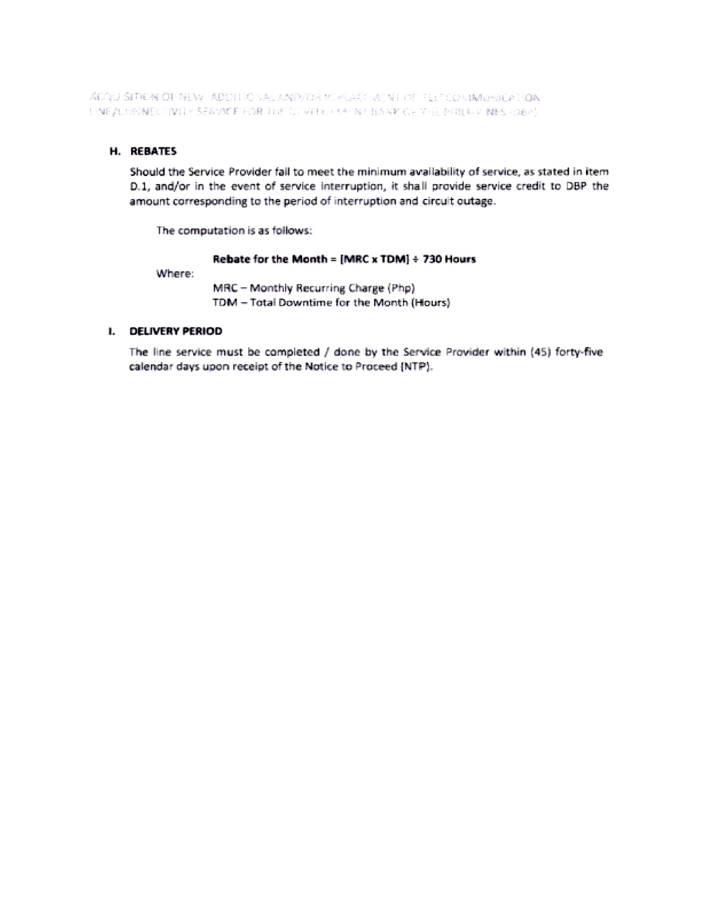## H. REBATES

Should the Service Provider fail to meet the minimum availability of service, as stated in item D.1, and/or in the event of service interruption, it shall provide service credit to DBP the amount corresponding to the period of interruption and circuit outage.

The computation is as follows:

**Rebate for the Month = [MRC x TDM] ÷ 730 Hours**

Where:

MRC – Monthly Recurring Charge (Php)
TDM – Total Downtime for the Month (Hours)

## I. DELIVERY PERIOD

The line service must be completed / done by the Service Provider within (45) forty-five calendar days upon receipt of the Notice to Proceed (NTP).